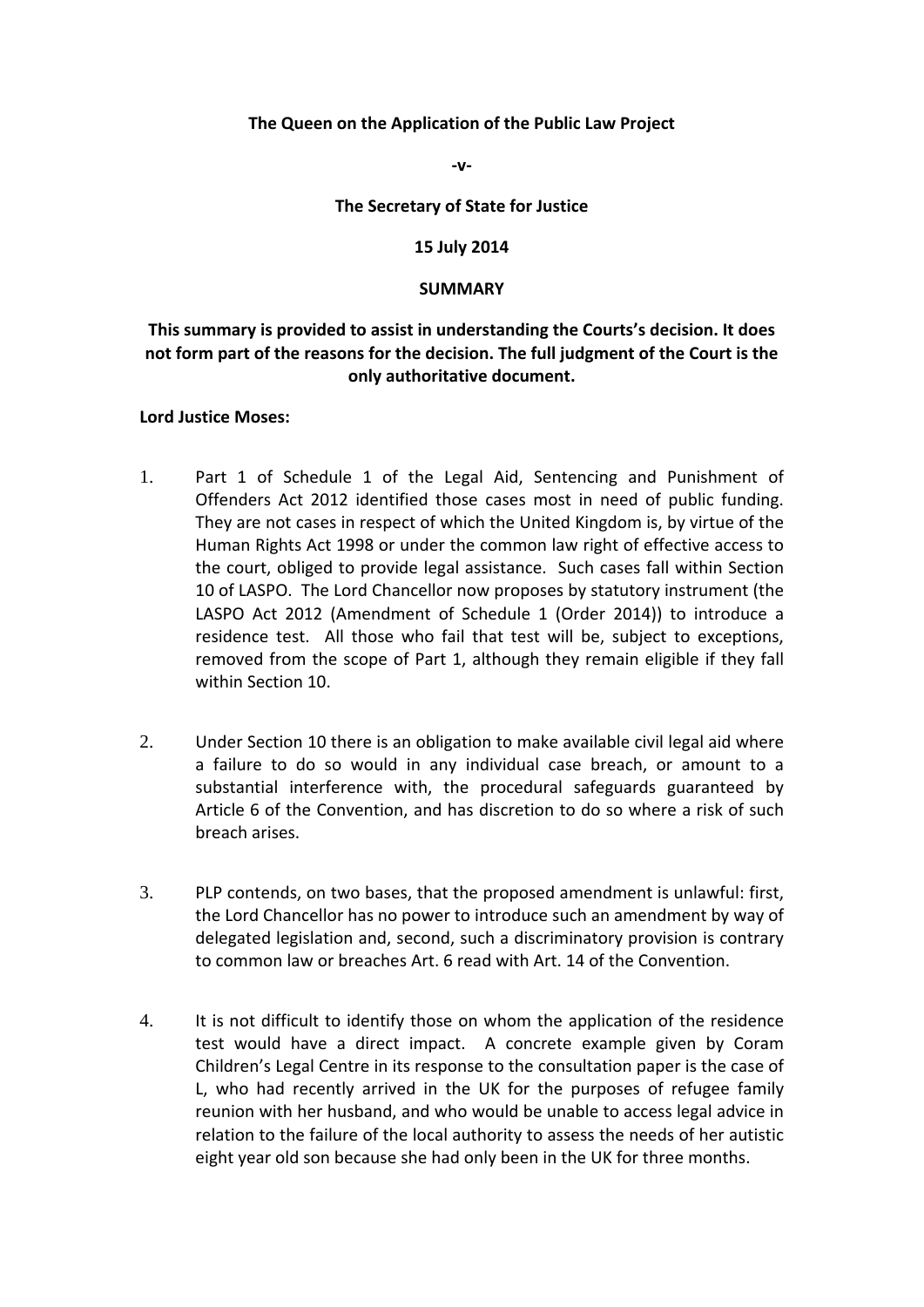**The Queen on the Application of the Public Law Project**

**-v-**

**The Secretary of State for Justice**

**15 July 2014**

**SUMMARY**

**This summary is provided to assist in understanding the Courts's decision. It does not form part of the reasons for the decision. The full judgment of the Court is the only authoritative document.**

**Lord Justice Moses:**

1. Part 1 of Schedule 1 of the Legal Aid, Sentencing and Punishment of Offenders Act 2012 identified those cases most in need of public funding. They are not cases in respect of which the United Kingdom is, by virtue of the Human Rights Act 1998 or under the common law right of effective access to the court, obliged to provide legal assistance. Such cases fall within Section 10 of LASPO. The Lord Chancellor now proposes by statutory instrument (the LASPO Act 2012 (Amendment of Schedule 1 (Order 2014)) to introduce a residence test. All those who fail that test will be, subject to exceptions, removed from the scope of Part 1, although they remain eligible if they fall within Section 10.

2. Under Section 10 there is an obligation to make available civil legal aid where a failure to do so would in any individual case breach, or amount to a substantial interference with, the procedural safeguards guaranteed by Article 6 of the Convention, and has discretion to do so where a risk of such breach arises.

3. PLP contends, on two bases, that the proposed amendment is unlawful: first, the Lord Chancellor has no power to introduce such an amendment by way of delegated legislation and, second, such a discriminatory provision is contrary to common law or breaches Art. 6 read with Art. 14 of the Convention.

4. It is not difficult to identify those on whom the application of the residence test would have a direct impact. A concrete example given by Coram Children's Legal Centre in its response to the consultation paper is the case of L, who had recently arrived in the UK for the purposes of refugee family reunion with her husband, and who would be unable to access legal advice in relation to the failure of the local authority to assess the needs of her autistic eight year old son because she had only been in the UK for three months.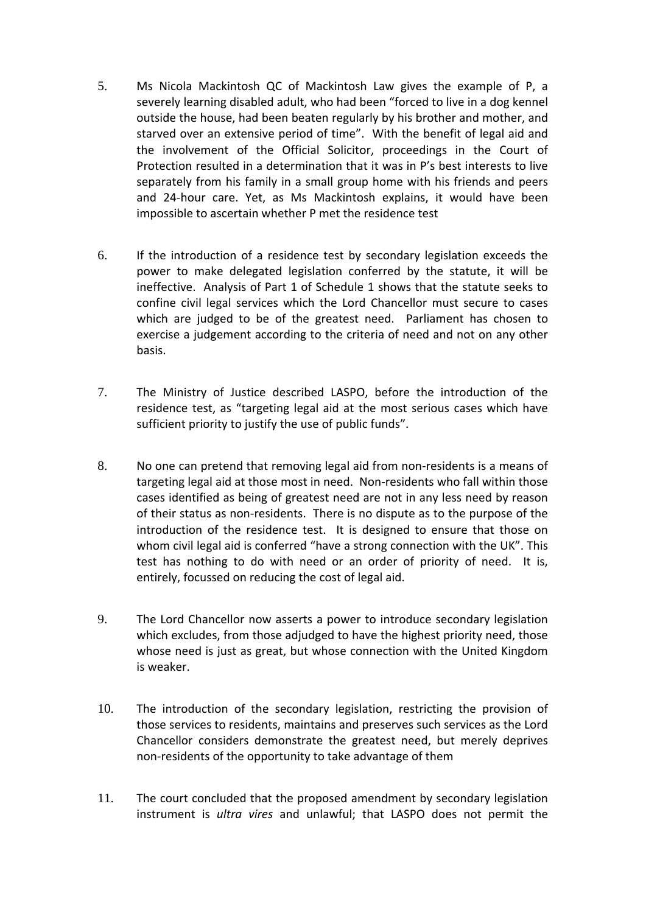5. Ms Nicola Mackintosh QC of Mackintosh Law gives the example of P, a severely learning disabled adult, who had been "forced to live in a dog kennel outside the house, had been beaten regularly by his brother and mother, and starved over an extensive period of time". With the benefit of legal aid and the involvement of the Official Solicitor, proceedings in the Court of Protection resulted in a determination that it was in P's best interests to live separately from his family in a small group home with his friends and peers and 24-hour care. Yet, as Ms Mackintosh explains, it would have been impossible to ascertain whether P met the residence test

6. If the introduction of a residence test by secondary legislation exceeds the power to make delegated legislation conferred by the statute, it will be ineffective. Analysis of Part 1 of Schedule 1 shows that the statute seeks to confine civil legal services which the Lord Chancellor must secure to cases which are judged to be of the greatest need. Parliament has chosen to exercise a judgement according to the criteria of need and not on any other basis.

7. The Ministry of Justice described LASPO, before the introduction of the residence test, as "targeting legal aid at the most serious cases which have sufficient priority to justify the use of public funds".

8. No one can pretend that removing legal aid from non-residents is a means of targeting legal aid at those most in need. Non-residents who fall within those cases identified as being of greatest need are not in any less need by reason of their status as non-residents. There is no dispute as to the purpose of the introduction of the residence test. It is designed to ensure that those on whom civil legal aid is conferred "have a strong connection with the UK". This test has nothing to do with need or an order of priority of need. It is, entirely, focussed on reducing the cost of legal aid.

9. The Lord Chancellor now asserts a power to introduce secondary legislation which excludes, from those adjudged to have the highest priority need, those whose need is just as great, but whose connection with the United Kingdom is weaker.

10. The introduction of the secondary legislation, restricting the provision of those services to residents, maintains and preserves such services as the Lord Chancellor considers demonstrate the greatest need, but merely deprives non-residents of the opportunity to take advantage of them

11. The court concluded that the proposed amendment by secondary legislation instrument is *ultra vires* and unlawful; that LASPO does not permit the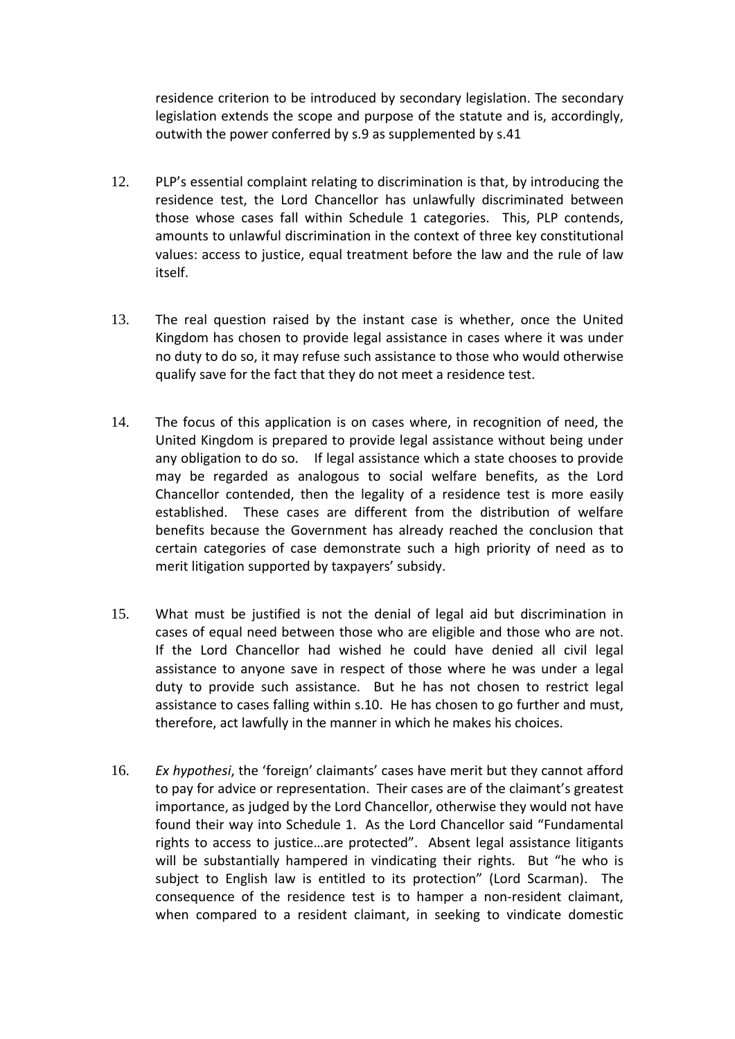residence criterion to be introduced by secondary legislation. The secondary legislation extends the scope and purpose of the statute and is, accordingly, outwith the power conferred by s.9 as supplemented by s.41

12. PLP's essential complaint relating to discrimination is that, by introducing the residence test, the Lord Chancellor has unlawfully discriminated between those whose cases fall within Schedule 1 categories. This, PLP contends, amounts to unlawful discrimination in the context of three key constitutional values: access to justice, equal treatment before the law and the rule of law itself.

13. The real question raised by the instant case is whether, once the United Kingdom has chosen to provide legal assistance in cases where it was under no duty to do so, it may refuse such assistance to those who would otherwise qualify save for the fact that they do not meet a residence test.

14. The focus of this application is on cases where, in recognition of need, the United Kingdom is prepared to provide legal assistance without being under any obligation to do so. If legal assistance which a state chooses to provide may be regarded as analogous to social welfare benefits, as the Lord Chancellor contended, then the legality of a residence test is more easily established. These cases are different from the distribution of welfare benefits because the Government has already reached the conclusion that certain categories of case demonstrate such a high priority of need as to merit litigation supported by taxpayers' subsidy.

15. What must be justified is not the denial of legal aid but discrimination in cases of equal need between those who are eligible and those who are not. If the Lord Chancellor had wished he could have denied all civil legal assistance to anyone save in respect of those where he was under a legal duty to provide such assistance. But he has not chosen to restrict legal assistance to cases falling within s.10. He has chosen to go further and must, therefore, act lawfully in the manner in which he makes his choices.

16. *Ex hypothesi*, the 'foreign' claimants' cases have merit but they cannot afford to pay for advice or representation. Their cases are of the claimant's greatest importance, as judged by the Lord Chancellor, otherwise they would not have found their way into Schedule 1. As the Lord Chancellor said "Fundamental rights to access to justice…are protected". Absent legal assistance litigants will be substantially hampered in vindicating their rights. But "he who is subject to English law is entitled to its protection" (Lord Scarman). The consequence of the residence test is to hamper a non-resident claimant, when compared to a resident claimant, in seeking to vindicate domestic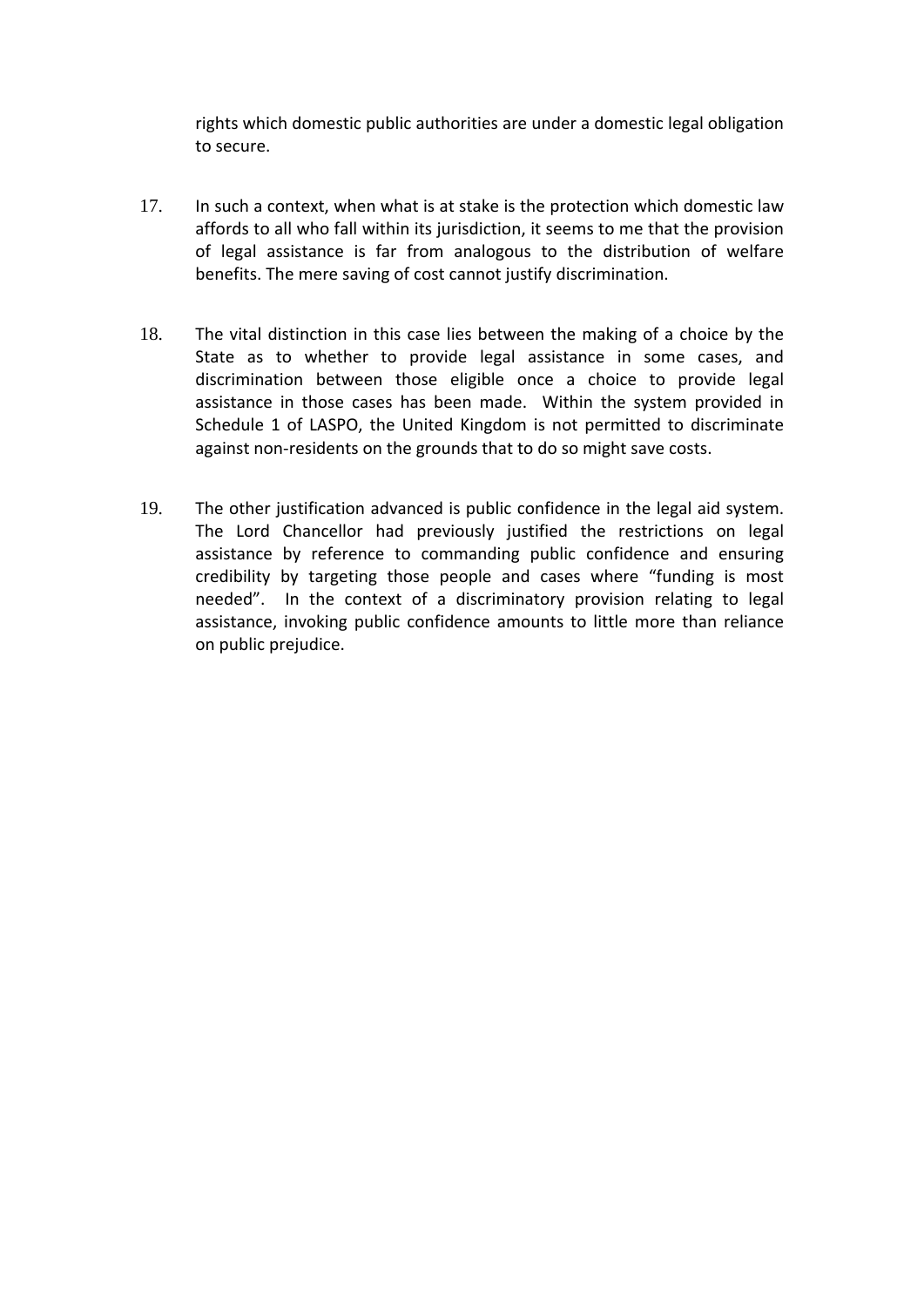rights which domestic public authorities are under a domestic legal obligation to secure.

17. In such a context, when what is at stake is the protection which domestic law affords to all who fall within its jurisdiction, it seems to me that the provision of legal assistance is far from analogous to the distribution of welfare benefits. The mere saving of cost cannot justify discrimination.

18. The vital distinction in this case lies between the making of a choice by the State as to whether to provide legal assistance in some cases, and discrimination between those eligible once a choice to provide legal assistance in those cases has been made. Within the system provided in Schedule 1 of LASPO, the United Kingdom is not permitted to discriminate against non-residents on the grounds that to do so might save costs.

19. The other justification advanced is public confidence in the legal aid system. The Lord Chancellor had previously justified the restrictions on legal assistance by reference to commanding public confidence and ensuring credibility by targeting those people and cases where "funding is most needed". In the context of a discriminatory provision relating to legal assistance, invoking public confidence amounts to little more than reliance on public prejudice.